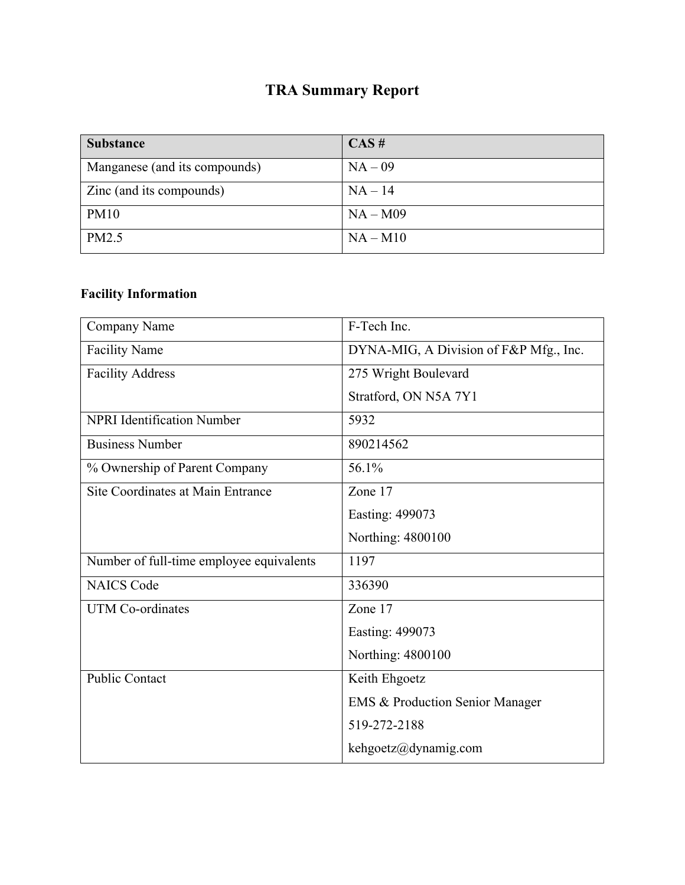# TRA Summary Report

| Substance | CAS # |
|---|---|
| Manganese (and its compounds) | NA – 09 |
| Zinc (and its compounds) | NA – 14 |
| PM10 | NA – M09 |
| PM2.5 | NA – M10 |

**Facility Information**

| | |
|---|---|
| Company Name | F-Tech Inc. |
| Facility Name | DYNA-MIG, A Division of F&P Mfg., Inc. |
| Facility Address | 275 Wright Boulevard<br>Stratford, ON N5A 7Y1 |
| NPRI Identification Number | 5932 |
| Business Number | 890214562 |
| % Ownership of Parent Company | 56.1% |
| Site Coordinates at Main Entrance | Zone 17<br>Easting: 499073<br>Northing: 4800100 |
| Number of full-time employee equivalents | 1197 |
| NAICS Code | 336390 |
| UTM Co-ordinates | Zone 17<br>Easting: 499073<br>Northing: 4800100 |
| Public Contact | Keith Ehgoetz<br>EMS & Production Senior Manager<br>519-272-2188<br>kehgoetz@dynamig.com |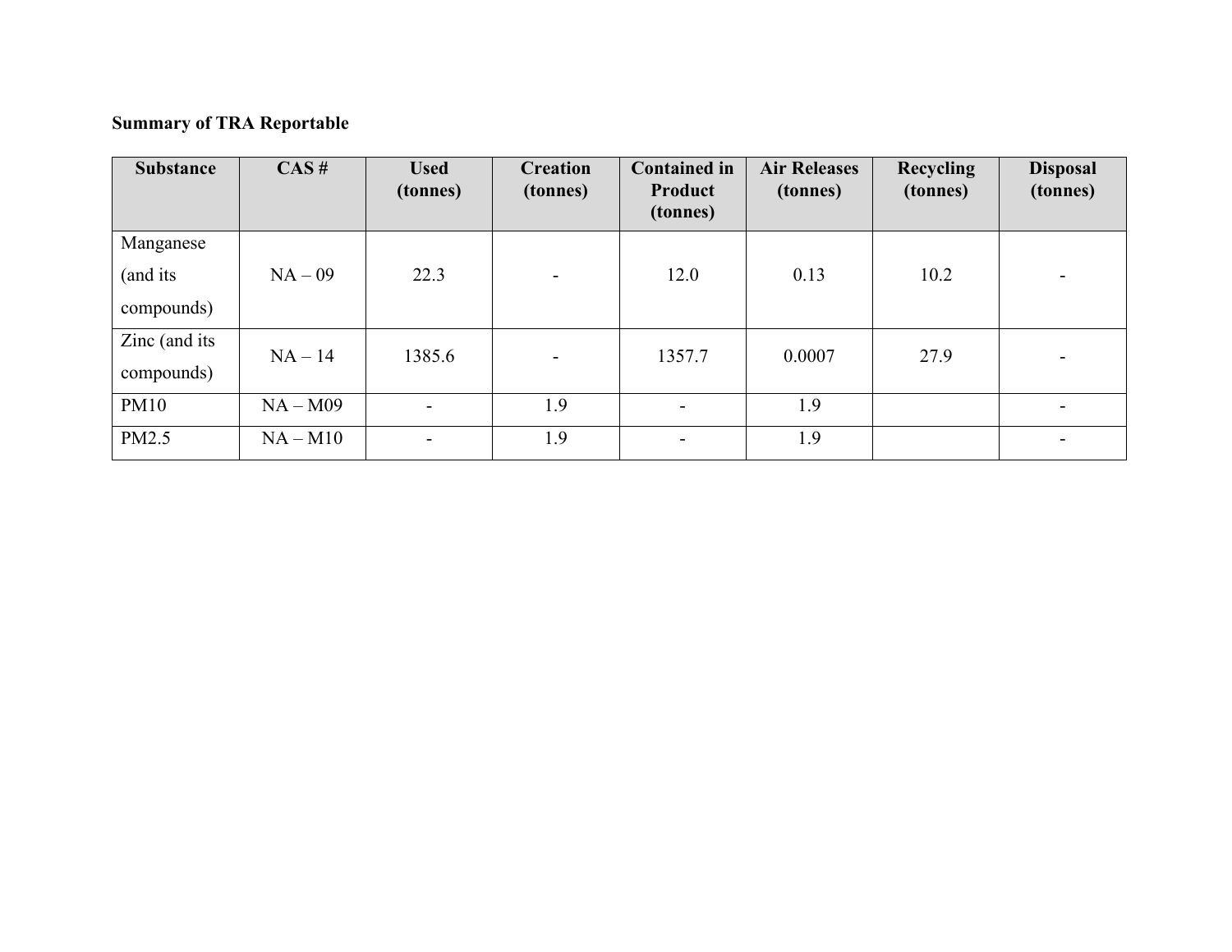**Summary of TRA Reportable**

| Substance | CAS # | Used (tonnes) | Creation (tonnes) | Contained in Product (tonnes) | Air Releases (tonnes) | Recycling (tonnes) | Disposal (tonnes) |
|---|---|---|---|---|---|---|---|
| Manganese (and its compounds) | NA – 09 | 22.3 | - | 12.0 | 0.13 | 10.2 | - |
| Zinc (and its compounds) | NA – 14 | 1385.6 | - | 1357.7 | 0.0007 | 27.9 | - |
| PM10 | NA – M09 | - | 1.9 | - | 1.9 | | - |
| PM2.5 | NA – M10 | - | 1.9 | - | 1.9 | | - |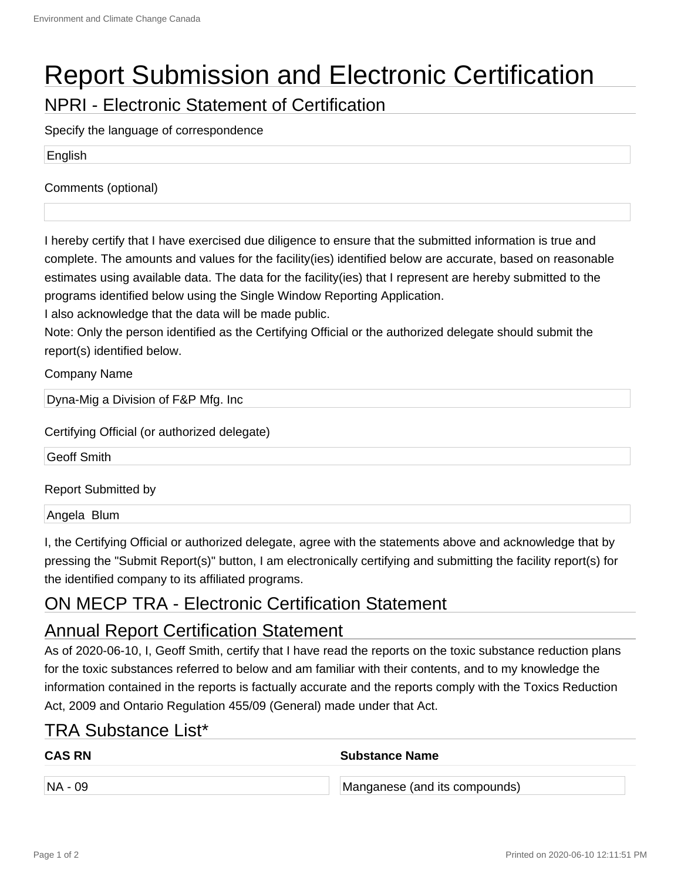# Report Submission and Electronic Certification

## NPRI - Electronic Statement of Certification

Specify the language of correspondence

English

Comments (optional)

I hereby certify that I have exercised due diligence to ensure that the submitted information is true and complete. The amounts and values for the facility(ies) identified below are accurate, based on reasonable estimates using available data. The data for the facility(ies) that I represent are hereby submitted to the programs identified below using the Single Window Reporting Application.
I also acknowledge that the data will be made public.
Note: Only the person identified as the Certifying Official or the authorized delegate should submit the report(s) identified below.

Company Name

Dyna-Mig a Division of F&P Mfg. Inc

Certifying Official (or authorized delegate)

Geoff Smith

Report Submitted by

Angela Blum

I, the Certifying Official or authorized delegate, agree with the statements above and acknowledge that by pressing the "Submit Report(s)" button, I am electronically certifying and submitting the facility report(s) for the identified company to its affiliated programs.

## ON MECP TRA - Electronic Certification Statement

## Annual Report Certification Statement

As of 2020-06-10, I, Geoff Smith, certify that I have read the reports on the toxic substance reduction plans for the toxic substances referred to below and am familiar with their contents, and to my knowledge the information contained in the reports is factually accurate and the reports comply with the Toxics Reduction Act, 2009 and Ontario Regulation 455/09 (General) made under that Act.

## TRA Substance List*

| CAS RN | Substance Name |
| --- | --- |
| NA - 09 | Manganese (and its compounds) |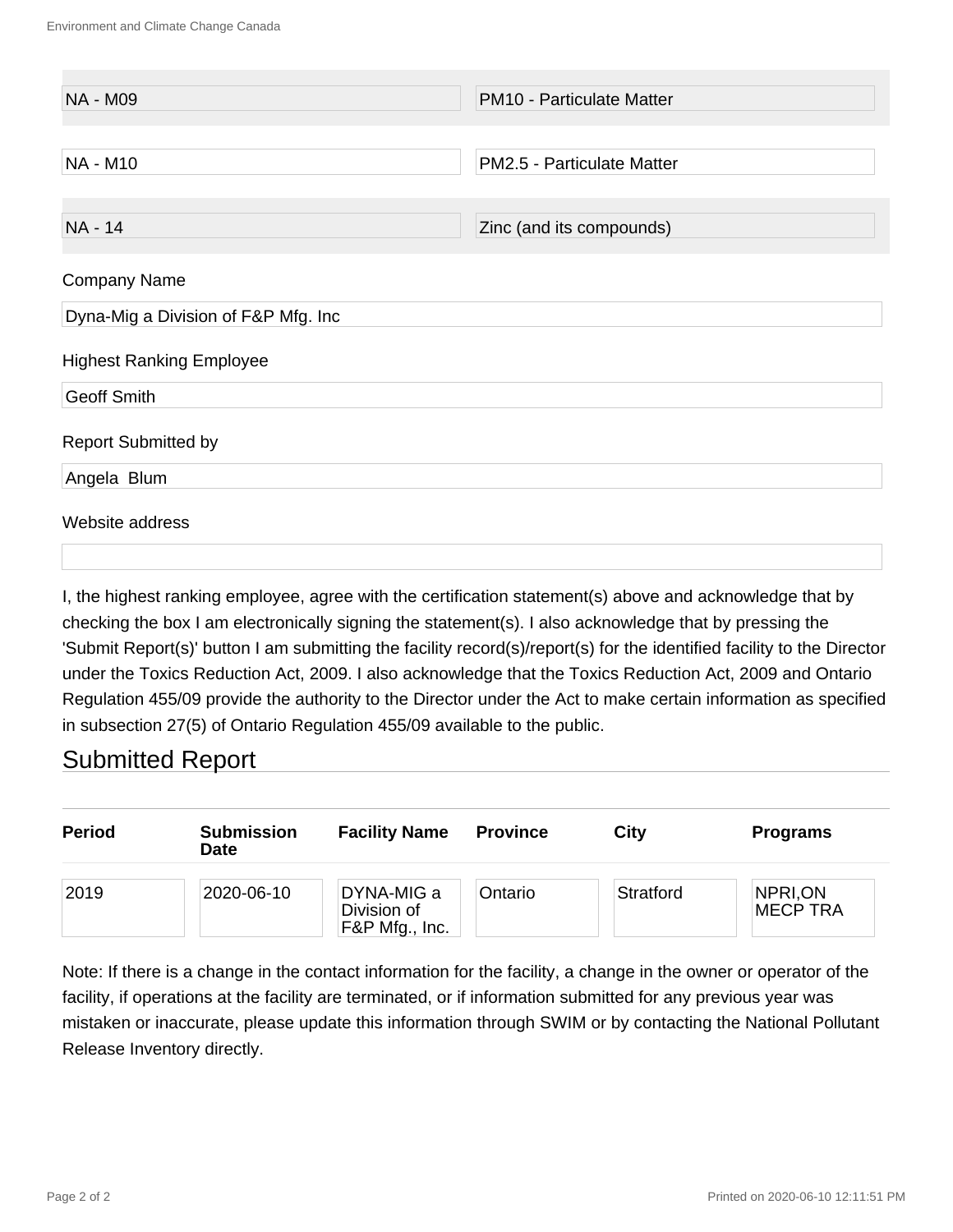| | |
|---|---|
| NA - M09 | PM10 - Particulate Matter |
| NA - M10 | PM2.5 - Particulate Matter |
| NA - 14 | Zinc (and its compounds) |

Company Name

Dyna-Mig a Division of F&P Mfg. Inc

Highest Ranking Employee

Geoff Smith

Report Submitted by

Angela  Blum

Website address

I, the highest ranking employee, agree with the certification statement(s) above and acknowledge that by checking the box I am electronically signing the statement(s). I also acknowledge that by pressing the 'Submit Report(s)' button I am submitting the facility record(s)/report(s) for the identified facility to the Director under the Toxics Reduction Act, 2009. I also acknowledge that the Toxics Reduction Act, 2009 and Ontario Regulation 455/09 provide the authority to the Director under the Act to make certain information as specified in subsection 27(5) of Ontario Regulation 455/09 available to the public.

## Submitted Report

| Period | Submission Date | Facility Name | Province | City | Programs |
|---|---|---|---|---|---|
| 2019 | 2020-06-10 | DYNA-MIG a Division of F&P Mfg., Inc. | Ontario | Stratford | NPRI,ON MECP TRA |

Note: If there is a change in the contact information for the facility, a change in the owner or operator of the facility, if operations at the facility are terminated, or if information submitted for any previous year was mistaken or inaccurate, please update this information through SWIM or by contacting the National Pollutant Release Inventory directly.